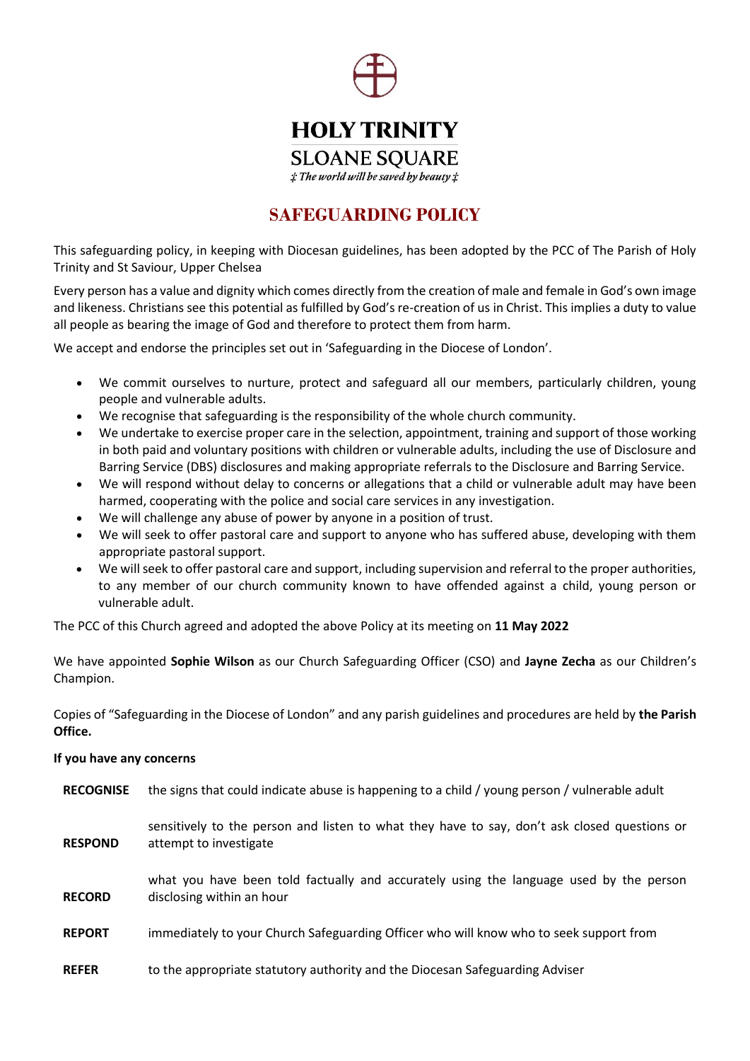# HOLY TRINITY

## SLOANE SQUARE

*‡ The world will be saved by beauty ‡*

# SAFEGUARDING POLICY

This safeguarding policy, in keeping with Diocesan guidelines, has been adopted by the PCC of The Parish of Holy Trinity and St Saviour, Upper Chelsea

Every person has a value and dignity which comes directly from the creation of male and female in God's own image and likeness. Christians see this potential as fulfilled by God's re-creation of us in Christ. This implies a duty to value all people as bearing the image of God and therefore to protect them from harm.

We accept and endorse the principles set out in 'Safeguarding in the Diocese of London'.

- We commit ourselves to nurture, protect and safeguard all our members, particularly children, young people and vulnerable adults.
- We recognise that safeguarding is the responsibility of the whole church community.
- We undertake to exercise proper care in the selection, appointment, training and support of those working in both paid and voluntary positions with children or vulnerable adults, including the use of Disclosure and Barring Service (DBS) disclosures and making appropriate referrals to the Disclosure and Barring Service.
- We will respond without delay to concerns or allegations that a child or vulnerable adult may have been harmed, cooperating with the police and social care services in any investigation.
- We will challenge any abuse of power by anyone in a position of trust.
- We will seek to offer pastoral care and support to anyone who has suffered abuse, developing with them appropriate pastoral support.
- We will seek to offer pastoral care and support, including supervision and referral to the proper authorities, to any member of our church community known to have offended against a child, young person or vulnerable adult.

The PCC of this Church agreed and adopted the above Policy at its meeting on **11 May 2022**

We have appointed **Sophie Wilson** as our Church Safeguarding Officer (CSO) and **Jayne Zecha** as our Children's Champion.

Copies of "Safeguarding in the Diocese of London" and any parish guidelines and procedures are held by **the Parish Office.**

**If you have any concerns**

| | |
|---|---|
| **RECOGNISE** | the signs that could indicate abuse is happening to a child / young person / vulnerable adult |
| **RESPOND** | sensitively to the person and listen to what they have to say, don't ask closed questions or attempt to investigate |
| **RECORD** | what you have been told factually and accurately using the language used by the person disclosing within an hour |
| **REPORT** | immediately to your Church Safeguarding Officer who will know who to seek support from |
| **REFER** | to the appropriate statutory authority and the Diocesan Safeguarding Adviser |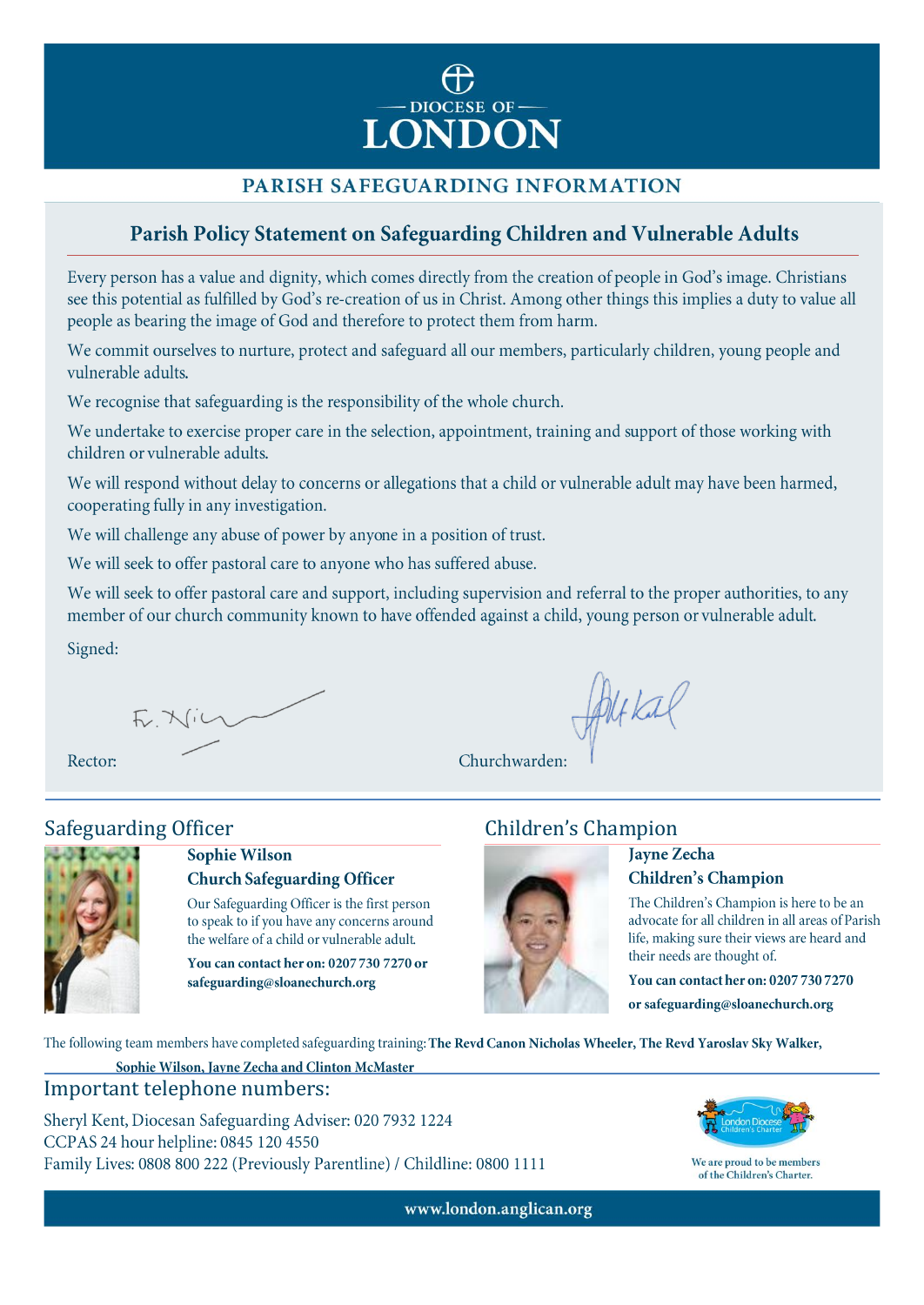# DIOCESE OF LONDON

## PARISH SAFEGUARDING INFORMATION

### Parish Policy Statement on Safeguarding Children and Vulnerable Adults

Every person has a value and dignity, which comes directly from the creation of people in God's image. Christians see this potential as fulfilled by God's re-creation of us in Christ. Among other things this implies a duty to value all people as bearing the image of God and therefore to protect them from harm.

We commit ourselves to nurture, protect and safeguard all our members, particularly children, young people and vulnerable adults.

We recognise that safeguarding is the responsibility of the whole church.

We undertake to exercise proper care in the selection, appointment, training and support of those working with children or vulnerable adults.

We will respond without delay to concerns or allegations that a child or vulnerable adult may have been harmed, cooperating fully in any investigation.

We will challenge any abuse of power by anyone in a position of trust.

We will seek to offer pastoral care to anyone who has suffered abuse.

We will seek to offer pastoral care and support, including supervision and referral to the proper authorities, to any member of our church community known to have offended against a child, young person or vulnerable adult.

Signed:

Rector: Fr. Nic [signature]

Churchwarden: [signature]

## Safeguarding Officer

**Sophie Wilson**
**Church Safeguarding Officer**

Our Safeguarding Officer is the first person to speak to if you have any concerns around the welfare of a child or vulnerable adult.

**You can contact her on: 0207 730 7270 or safeguarding@sloanechurch.org**

## Children's Champion

**Jayne Zecha**
**Children's Champion**

The Children's Champion is here to be an advocate for all children in all areas of Parish life, making sure their views are heard and their needs are thought of.

**You can contact her on: 0207 730 7270 or safeguarding@sloanechurch.org**

The following team members have completed safeguarding training: **The Revd Canon Nicholas Wheeler, The Revd Yaroslav Sky Walker, Sophie Wilson, Jayne Zecha and Clinton McMaster**

## Important telephone numbers:

Sheryl Kent, Diocesan Safeguarding Adviser: 020 7932 1224
CCPAS 24 hour helpline: 0845 120 4550
Family Lives: 0808 800 222 (Previously Parentline) / Childline: 0800 1111

London Diocese Children's Charter

We are proud to be members of the Children's Charter.

www.london.anglican.org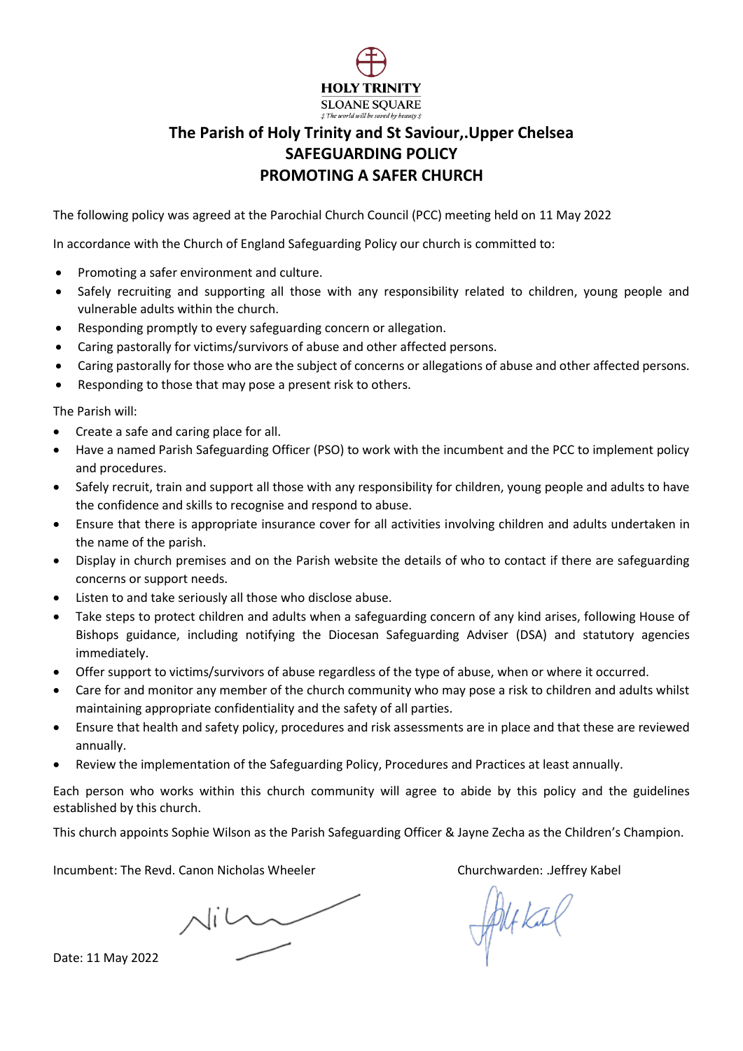HOLY TRINITY
SLOANE SQUARE
The world will be saved by beauty

# The Parish of Holy Trinity and St Saviour,.Upper Chelsea
## SAFEGUARDING POLICY
## PROMOTING A SAFER CHURCH

The following policy was agreed at the Parochial Church Council (PCC) meeting held on 11 May 2022

In accordance with the Church of England Safeguarding Policy our church is committed to:

- Promoting a safer environment and culture.
- Safely recruiting and supporting all those with any responsibility related to children, young people and vulnerable adults within the church.
- Responding promptly to every safeguarding concern or allegation.
- Caring pastorally for victims/survivors of abuse and other affected persons.
- Caring pastorally for those who are the subject of concerns or allegations of abuse and other affected persons.
- Responding to those that may pose a present risk to others.

The Parish will:

- Create a safe and caring place for all.
- Have a named Parish Safeguarding Officer (PSO) to work with the incumbent and the PCC to implement policy and procedures.
- Safely recruit, train and support all those with any responsibility for children, young people and adults to have the confidence and skills to recognise and respond to abuse.
- Ensure that there is appropriate insurance cover for all activities involving children and adults undertaken in the name of the parish.
- Display in church premises and on the Parish website the details of who to contact if there are safeguarding concerns or support needs.
- Listen to and take seriously all those who disclose abuse.
- Take steps to protect children and adults when a safeguarding concern of any kind arises, following House of Bishops guidance, including notifying the Diocesan Safeguarding Adviser (DSA) and statutory agencies immediately.
- Offer support to victims/survivors of abuse regardless of the type of abuse, when or where it occurred.
- Care for and monitor any member of the church community who may pose a risk to children and adults whilst maintaining appropriate confidentiality and the safety of all parties.
- Ensure that health and safety policy, procedures and risk assessments are in place and that these are reviewed annually.
- Review the implementation of the Safeguarding Policy, Procedures and Practices at least annually.

Each person who works within this church community will agree to abide by this policy and the guidelines established by this church.

This church appoints Sophie Wilson as the Parish Safeguarding Officer & Jayne Zecha as the Children's Champion.

Incumbent: The Revd. Canon Nicholas Wheeler

Churchwarden: .Jeffrey Kabel

Date: 11 May 2022